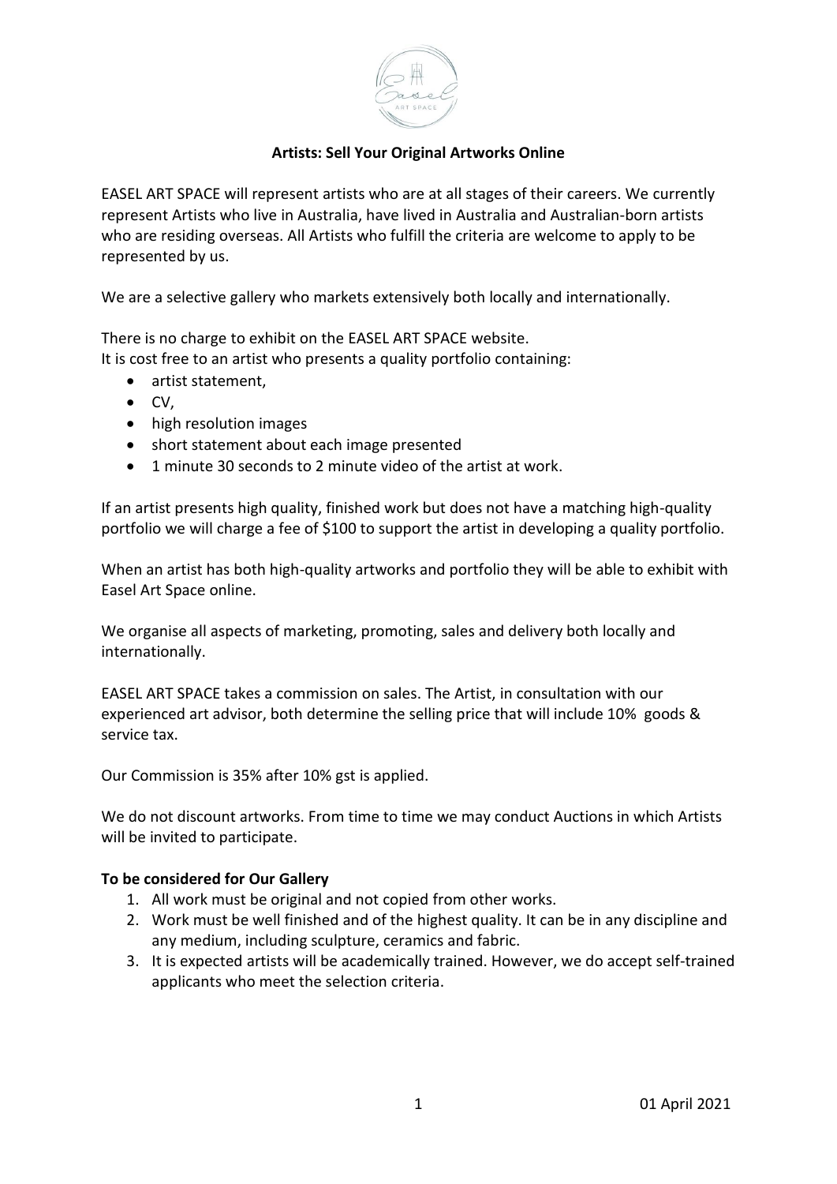## Artists: Sell Your Original Artworks Online

EASEL ART SPACE will represent artists who are at all stages of their careers. We currently represent Artists who live in Australia, have lived in Australia and Australian-born artists who are residing overseas. All Artists who fulfill the criteria are welcome to apply to be represented by us.

We are a selective gallery who markets extensively both locally and internationally.

There is no charge to exhibit on the EASEL ART SPACE website.
It is cost free to an artist who presents a quality portfolio containing:

- artist statement,
- CV,
- high resolution images
- short statement about each image presented
- 1 minute 30 seconds to 2 minute video of the artist at work.

If an artist presents high quality, finished work but does not have a matching high-quality portfolio we will charge a fee of $100 to support the artist in developing a quality portfolio.

When an artist has both high-quality artworks and portfolio they will be able to exhibit with Easel Art Space online.

We organise all aspects of marketing, promoting, sales and delivery both locally and internationally.

EASEL ART SPACE takes a commission on sales. The Artist, in consultation with our experienced art advisor, both determine the selling price that will include 10% goods & service tax.

Our Commission is 35% after 10% gst is applied.

We do not discount artworks. From time to time we may conduct Auctions in which Artists will be invited to participate.

**To be considered for Our Gallery**

1. All work must be original and not copied from other works.
2. Work must be well finished and of the highest quality. It can be in any discipline and any medium, including sculpture, ceramics and fabric.
3. It is expected artists will be academically trained. However, we do accept self-trained applicants who meet the selection criteria.

01 April 2021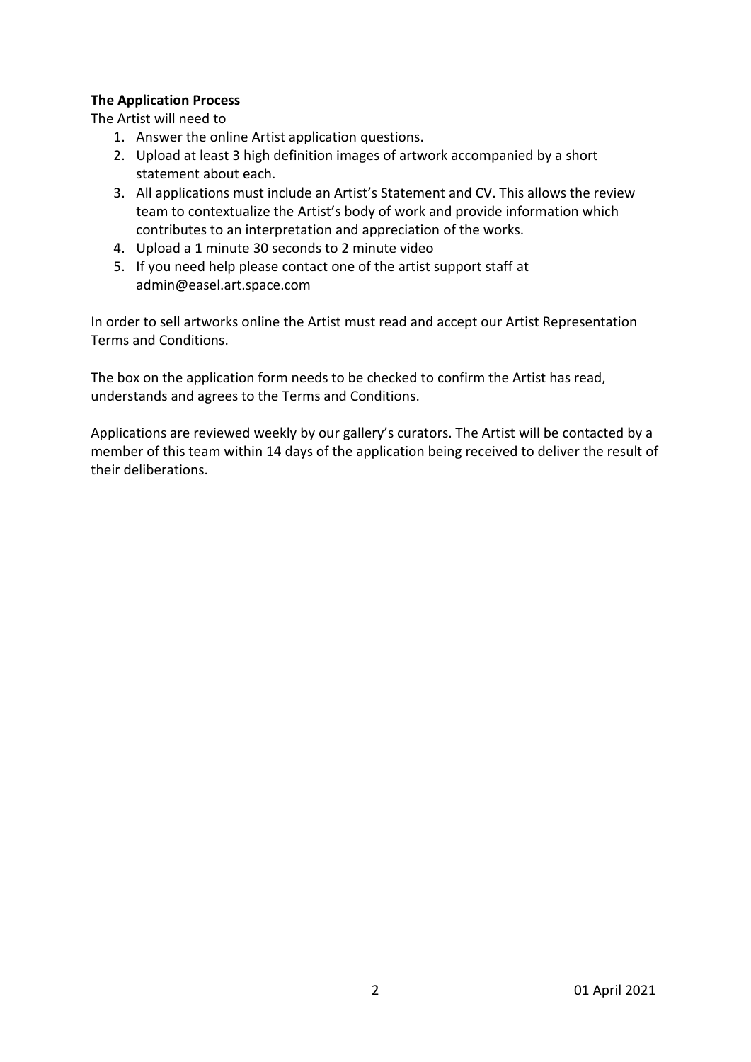**The Application Process**

The Artist will need to

1. Answer the online Artist application questions.
2. Upload at least 3 high definition images of artwork accompanied by a short statement about each.
3. All applications must include an Artist's Statement and CV. This allows the review team to contextualize the Artist's body of work and provide information which contributes to an interpretation and appreciation of the works.
4. Upload a 1 minute 30 seconds to 2 minute video
5. If you need help please contact one of the artist support staff at admin@easel.art.space.com

In order to sell artworks online the Artist must read and accept our Artist Representation Terms and Conditions.

The box on the application form needs to be checked to confirm the Artist has read, understands and agrees to the Terms and Conditions.

Applications are reviewed weekly by our gallery's curators. The Artist will be contacted by a member of this team within 14 days of the application being received to deliver the result of their deliberations.